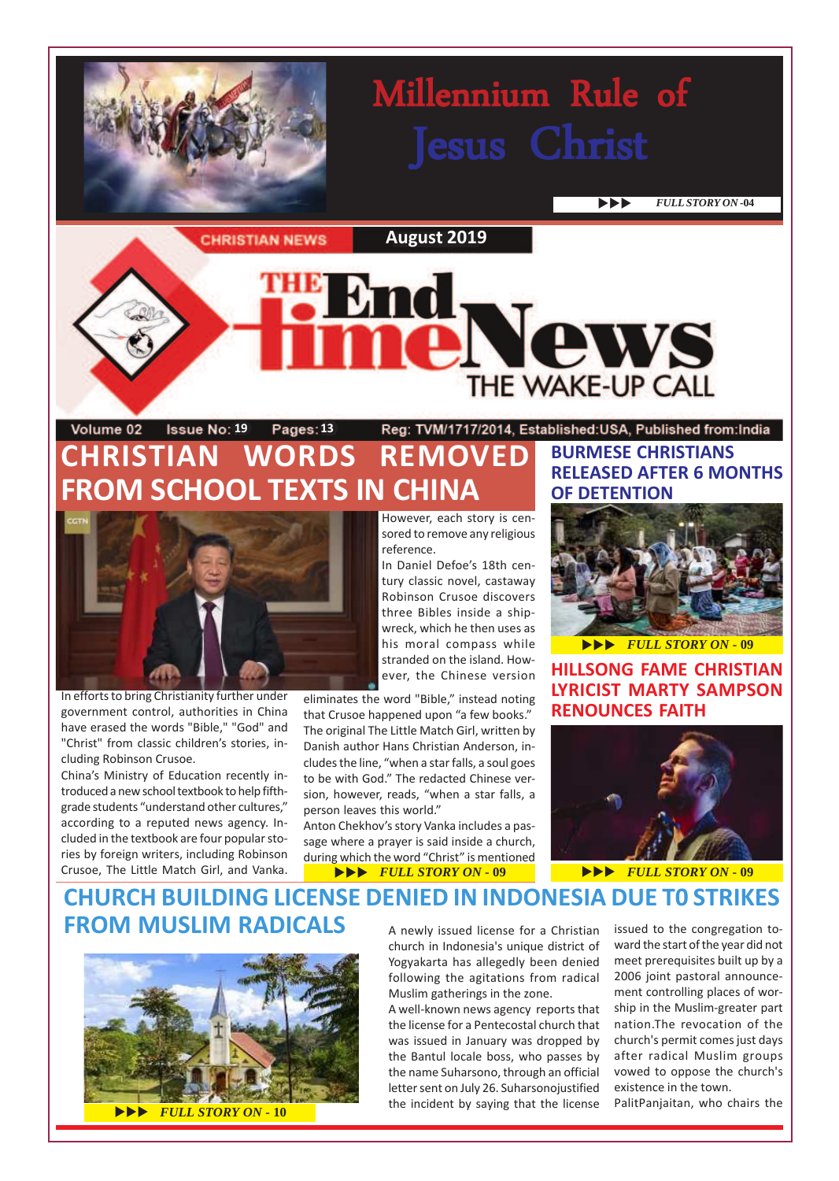# Millennium Rule of Jesus Christ

▶▶▶ *FULL STORY ON -04*

CHRISTIAN NEWS

**August 2019**

# THE End time News

THE WAKE-UP CALL

Volume 02 Issue No: 19 Pages: 13 Reg: TVM/1717/2014, Established:USA, Published from:India

## CHRISTIAN WORDS REMOVED FROM SCHOOL TEXTS IN CHINA

In efforts to bring Christianity further under government control, authorities in China have erased the words "Bible," "God" and "Christ" from classic children's stories, including Robinson Crusoe.

China's Ministry of Education recently introduced a new school textbook to help fifth-grade students "understand other cultures," according to a reputed news agency. Included in the textbook are four popular stories by foreign writers, including Robinson Crusoe, The Little Match Girl, and Vanka.

However, each story is censored to remove any religious reference.

In Daniel Defoe's 18th century classic novel, castaway Robinson Crusoe discovers three Bibles inside a shipwreck, which he then uses as his moral compass while stranded on the island. However, the Chinese version eliminates the word "Bible," instead noting that Crusoe happened upon "a few books."

The original The Little Match Girl, written by Danish author Hans Christian Anderson, includes the line, "when a star falls, a soul goes to be with God." The redacted Chinese version, however, reads, "when a star falls, a person leaves this world."

Anton Chekhov's story Vanka includes a passage where a prayer is said inside a church, during which the word "Christ" is mentioned

▶▶▶ *FULL STORY ON - 09*

## BURMESE CHRISTIANS RELEASED AFTER 6 MONTHS OF DETENTION

▶▶▶ *FULL STORY ON - 09*

## HILLSONG FAME CHRISTIAN LYRICIST MARTY SAMPSON RENOUNCES FAITH

▶▶▶ *FULL STORY ON - 09*

## CHURCH BUILDING LICENSE DENIED IN INDONESIA DUE T0 STRIKES FROM MUSLIM RADICALS

▶▶▶ *FULL STORY ON - 10*

A newly issued license for a Christian church in Indonesia's unique district of Yogyakarta has allegedly been denied following the agitations from radical Muslim gatherings in the zone.

A well-known news agency reports that the license for a Pentecostal church that was issued in January was dropped by the Bantul locale boss, who passes by the name Suharsono, through an official letter sent on July 26. Suharsonojustified the incident by saying that the license issued to the congregation toward the start of the year did not meet prerequisites built up by a 2006 joint pastoral announcement controlling places of worship in the Muslim-greater part nation.The revocation of the church's permit comes just days after radical Muslim groups vowed to oppose the church's existence in the town.

PalitPanjaitan, who chairs the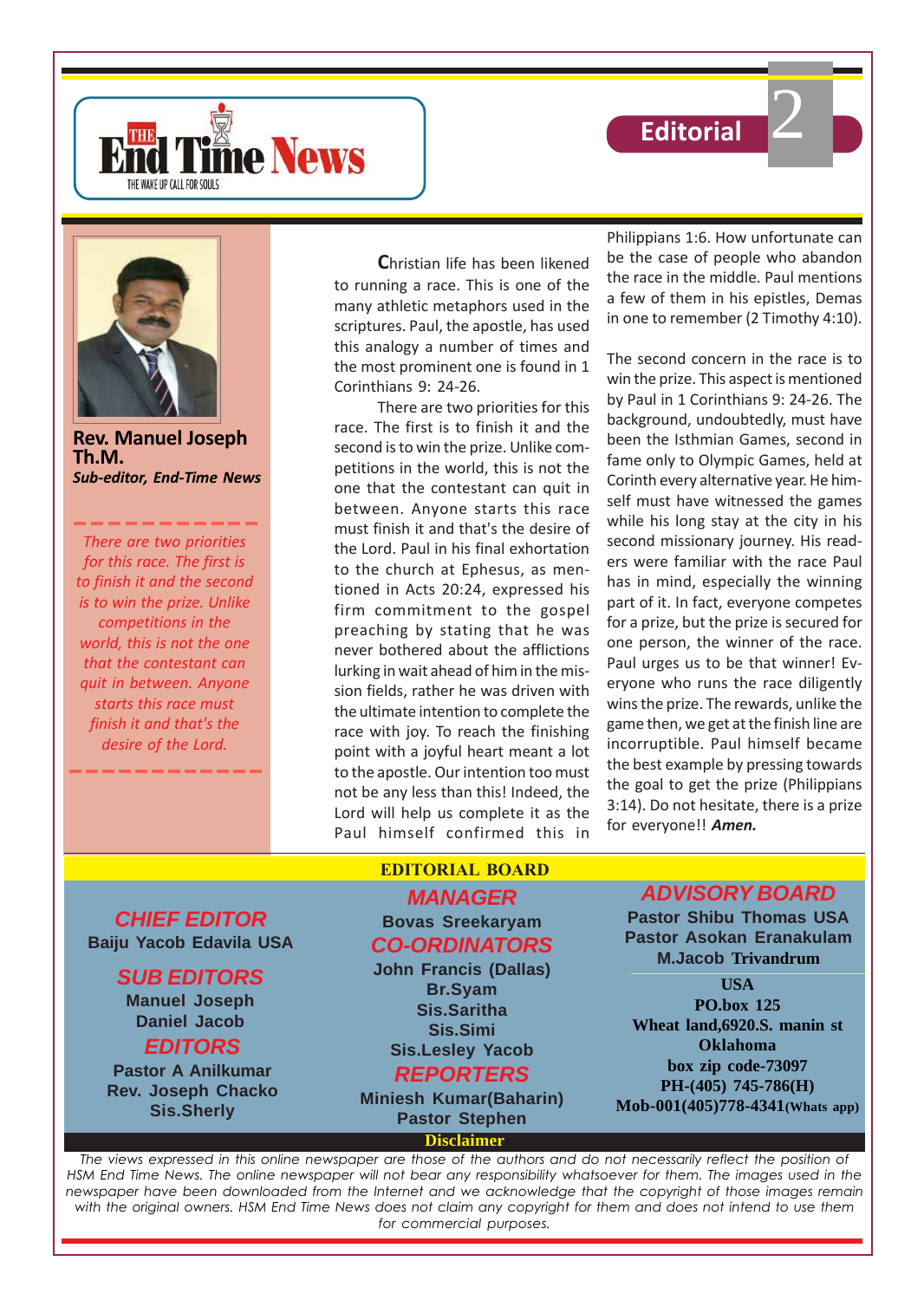# Editorial

**Rev. Manuel Joseph Th.M.**
***Sub-editor, End-Time News***

*There are two priorities for this race. The first is to finish it and the second is to win the prize. Unlike competitions in the world, this is not the one that the contestant can quit in between. Anyone starts this race must finish it and that's the desire of the Lord.*

Christian life has been likened to running a race. This is one of the many athletic metaphors used in the scriptures. Paul, the apostle, has used this analogy a number of times and the most prominent one is found in 1 Corinthians 9: 24-26.

There are two priorities for this race. The first is to finish it and the second is to win the prize. Unlike competitions in the world, this is not the one that the contestant can quit in between. Anyone starts this race must finish it and that's the desire of the Lord. Paul in his final exhortation to the church at Ephesus, as mentioned in Acts 20:24, expressed his firm commitment to the gospel preaching by stating that he was never bothered about the afflictions lurking in wait ahead of him in the mission fields, rather he was driven with the ultimate intention to complete the race with joy. To reach the finishing point with a joyful heart meant a lot to the apostle. Our intention too must not be any less than this! Indeed, the Lord will help us complete it as the Paul himself confirmed this in Philippians 1:6. How unfortunate can be the case of people who abandon the race in the middle. Paul mentions a few of them in his epistles, Demas in one to remember (2 Timothy 4:10).

The second concern in the race is to win the prize. This aspect is mentioned by Paul in 1 Corinthians 9: 24-26. The background, undoubtedly, must have been the Isthmian Games, second in fame only to Olympic Games, held at Corinth every alternative year. He himself must have witnessed the games while his long stay at the city in his second missionary journey. His readers were familiar with the race Paul has in mind, especially the winning part of it. In fact, everyone competes for a prize, but the prize is secured for one person, the winner of the race. Paul urges us to be that winner! Everyone who runs the race diligently wins the prize. The rewards, unlike the game then, we get at the finish line are incorruptible. Paul himself became the best example by pressing towards the goal to get the prize (Philippians 3:14). Do not hesitate, there is a prize for everyone!! ***Amen.***

## EDITORIAL BOARD

**CHIEF EDITOR**
Baiju Yacob Edavila USA

**SUB EDITORS**
Manuel Joseph
Daniel Jacob

**EDITORS**
Pastor A Anilkumar
Rev. Joseph Chacko
Sis.Sherly

**MANAGER**
Bovas Sreekaryam

**CO-ORDINATORS**
John Francis (Dallas)
Br.Syam
Sis.Saritha
Sis.Simi
Sis.Lesley Yacob

**REPORTERS**
Miniesh Kumar(Baharin)
Pastor Stephen

**ADVISORY BOARD**
Pastor Shibu Thomas USA
Pastor Asokan Eranakulam
M.Jacob Trivandrum

**USA**
**PO.box 125**
**Wheat land,6920.S. manin st**
**Oklahoma**
**box zip code-73097**
**PH-(405) 745-786(H)**
**Mob-001(405)778-4341(Whats app)**

**Disclaimer**

*The views expressed in this online newspaper are those of the authors and do not necessarily reflect the position of HSM End Time News. The online newspaper will not bear any responsibility whatsoever for them. The images used in the newspaper have been downloaded from the Internet and we acknowledge that the copyright of those images remain with the original owners. HSM End Time News does not claim any copyright for them and does not intend to use them for commercial purposes.*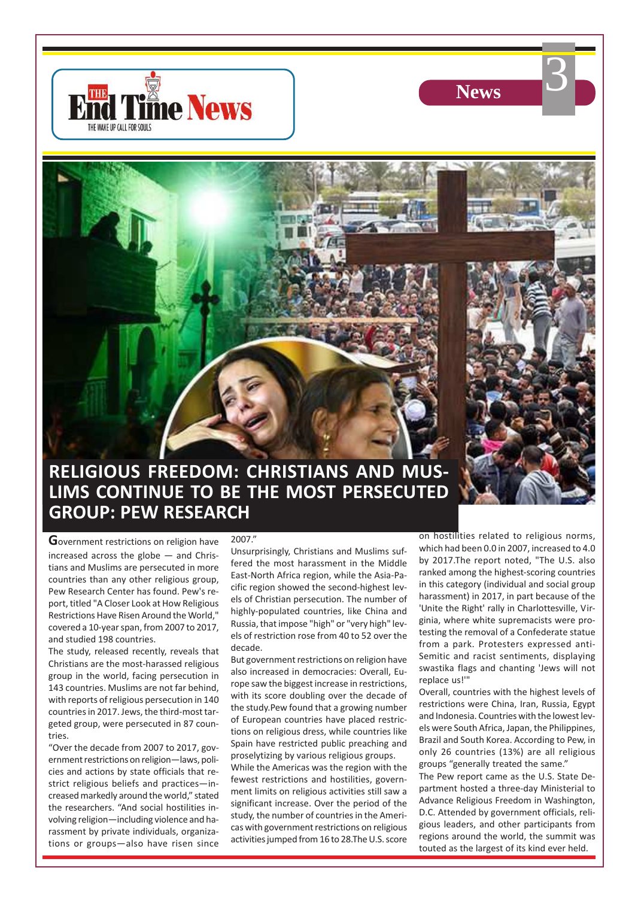# RELIGIOUS FREEDOM: CHRISTIANS AND MUSLIMS CONTINUE TO BE THE MOST PERSECUTED GROUP: PEW RESEARCH

Government restrictions on religion have increased across the globe — and Christians and Muslims are persecuted in more countries than any other religious group, Pew Research Center has found. Pew's report, titled "A Closer Look at How Religious Restrictions Have Risen Around the World," covered a 10-year span, from 2007 to 2017, and studied 198 countries.

The study, released recently, reveals that Christians are the most-harassed religious group in the world, facing persecution in 143 countries. Muslims are not far behind, with reports of religious persecution in 140 countries in 2017. Jews, the third-most targeted group, were persecuted in 87 countries.

"Over the decade from 2007 to 2017, government restrictions on religion—laws, policies and actions by state officials that restrict religious beliefs and practices—increased markedly around the world," stated the researchers. "And social hostilities involving religion—including violence and harassment by private individuals, organizations or groups—also have risen since 2007."

Unsurprisingly, Christians and Muslims suffered the most harassment in the Middle East-North Africa region, while the Asia-Pacific region showed the second-highest levels of Christian persecution. The number of highly-populated countries, like China and Russia, that impose "high" or "very high" levels of restriction rose from 40 to 52 over the decade.

But government restrictions on religion have also increased in democracies: Overall, Europe saw the biggest increase in restrictions, with its score doubling over the decade of the study.Pew found that a growing number of European countries have placed restrictions on religious dress, while countries like Spain have restricted public preaching and proselytizing by various religious groups.

While the Americas was the region with the fewest restrictions and hostilities, government limits on religious activities still saw a significant increase. Over the period of the study, the number of countries in the Americas with government restrictions on religious activities jumped from 16 to 28.The U.S. score on hostilities related to religious norms, which had been 0.0 in 2007, increased to 4.0 by 2017.The report noted, "The U.S. also ranked among the highest-scoring countries in this category (individual and social group harassment) in 2017, in part because of the 'Unite the Right' rally in Charlottesville, Virginia, where white supremacists were protesting the removal of a Confederate statue from a park. Protesters expressed anti-Semitic and racist sentiments, displaying swastika flags and chanting 'Jews will not replace us!'"

Overall, countries with the highest levels of restrictions were China, Iran, Russia, Egypt and Indonesia. Countries with the lowest levels were South Africa, Japan, the Philippines, Brazil and South Korea. According to Pew, in only 26 countries (13%) are all religious groups "generally treated the same."

The Pew report came as the U.S. State Department hosted a three-day Ministerial to Advance Religious Freedom in Washington, D.C. Attended by government officials, religious leaders, and other participants from regions around the world, the summit was touted as the largest of its kind ever held.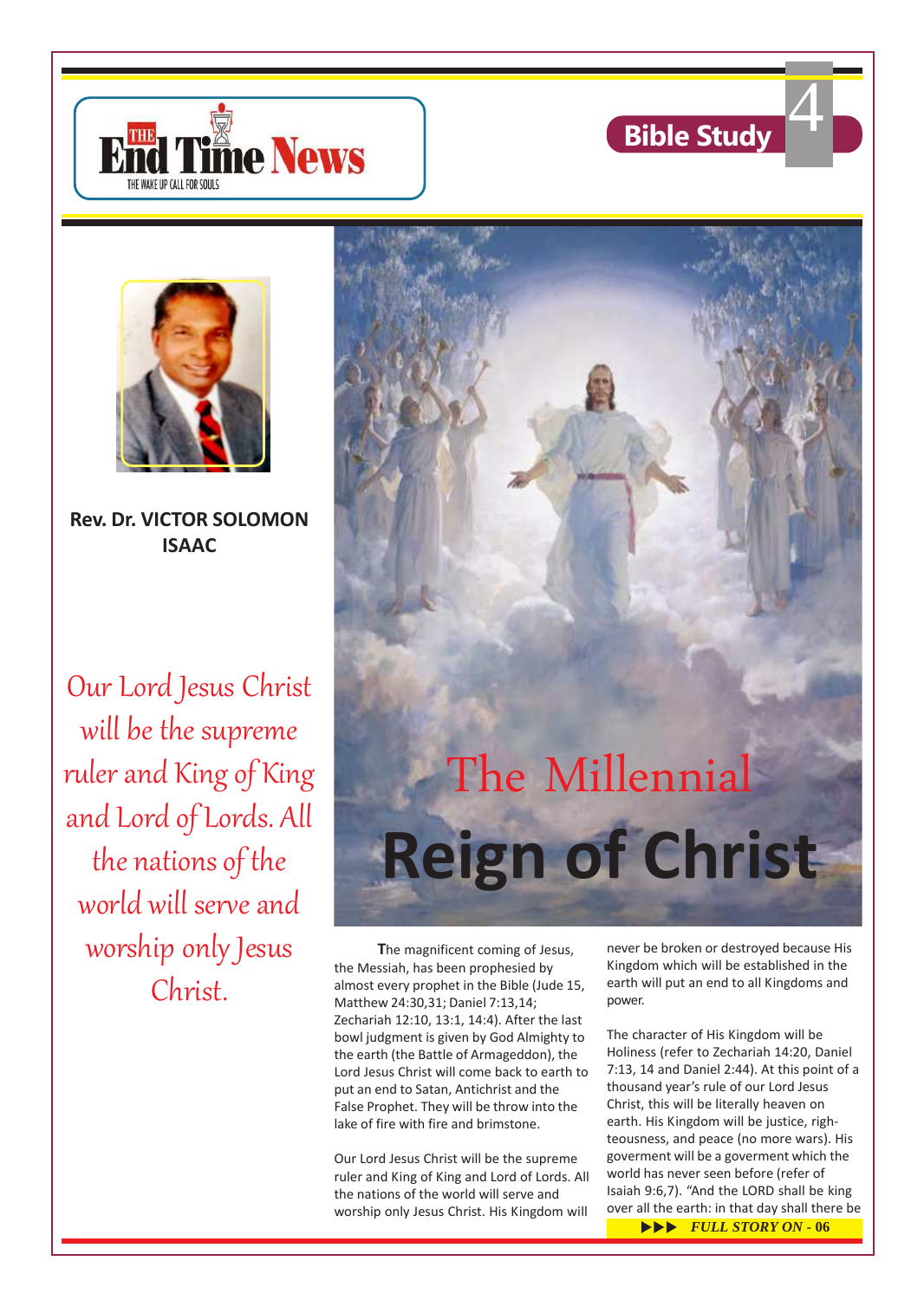# The Millennial Reign of Christ

**Bible Study**

**Rev. Dr. VICTOR SOLOMON ISAAC**

*Our Lord Jesus Christ will be the supreme ruler and King of King and Lord of Lords. All the nations of the world will serve and worship only Jesus Christ.*

**T**he magnificent coming of Jesus, the Messiah, has been prophesied by almost every prophet in the Bible (Jude 15, Matthew 24:30,31; Daniel 7:13,14; Zechariah 12:10, 13:1, 14:4). After the last bowl judgment is given by God Almighty to the earth (the Battle of Armageddon), the Lord Jesus Christ will come back to earth to put an end to Satan, Antichrist and the False Prophet. They will be throw into the lake of fire with fire and brimstone.

Our Lord Jesus Christ will be the supreme ruler and King of King and Lord of Lords. All the nations of the world will serve and worship only Jesus Christ. His Kingdom will never be broken or destroyed because His Kingdom which will be established in the earth will put an end to all Kingdoms and power.

The character of His Kingdom will be Holiness (refer to Zechariah 14:20, Daniel 7:13, 14 and Daniel 2:44). At this point of a thousand year's rule of our Lord Jesus Christ, this will be literally heaven on earth. His Kingdom will be justice, righteousness, and peace (no more wars). His goverment will be a goverment which the world has never seen before (refer of Isaiah 9:6,7). "And the LORD shall be king over all the earth: in that day shall there be

***FULL STORY ON - 06***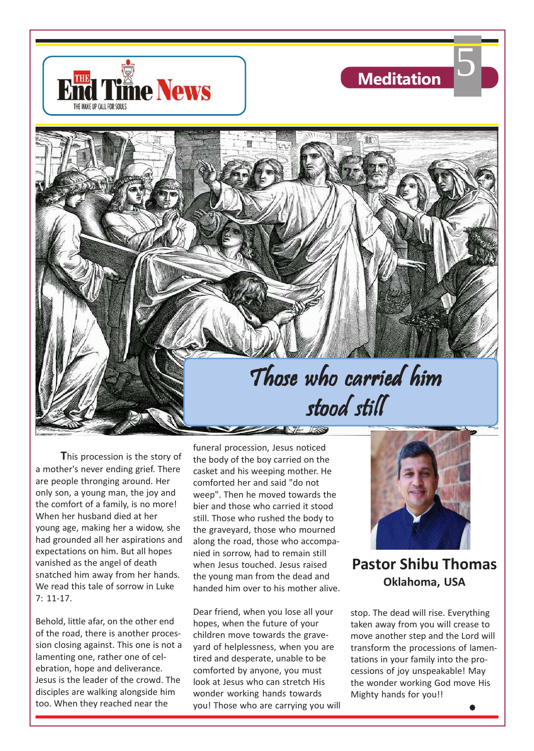# Those who carried him stood still

**Pastor Shibu Thomas**
**Oklahoma, USA**

**T**his procession is the story of a mother's never ending grief. There are people thronging around. Her only son, a young man, the joy and the comfort of a family, is no more! When her husband died at her young age, making her a widow, she had grounded all her aspirations and expectations on him. But all hopes vanished as the angel of death snatched him away from her hands. We read this tale of sorrow in Luke 7: 11-17.

Behold, little afar, on the other end of the road, there is another procession closing against. This one is not a lamenting one, rather one of celebration, hope and deliverance. Jesus is the leader of the crowd. The disciples are walking alongside him too. When they reached near the funeral procession, Jesus noticed the body of the boy carried on the casket and his weeping mother. He comforted her and said "do not weep". Then he moved towards the bier and those who carried it stood still. Those who rushed the body to the graveyard, those who mourned along the road, those who accompanied in sorrow, had to remain still when Jesus touched. Jesus raised the young man from the dead and handed him over to his mother alive.

Dear friend, when you lose all your hopes, when the future of your children move towards the graveyard of helplessness, when you are tired and desperate, unable to be comforted by anyone, you must look at Jesus who can stretch His wonder working hands towards you! Those who are carrying you will stop. The dead will rise. Everything taken away from you will crease to move another step and the Lord will transform the processions of lamentations in your family into the processions of joy unspeakable! May the wonder working God move His Mighty hands for you!!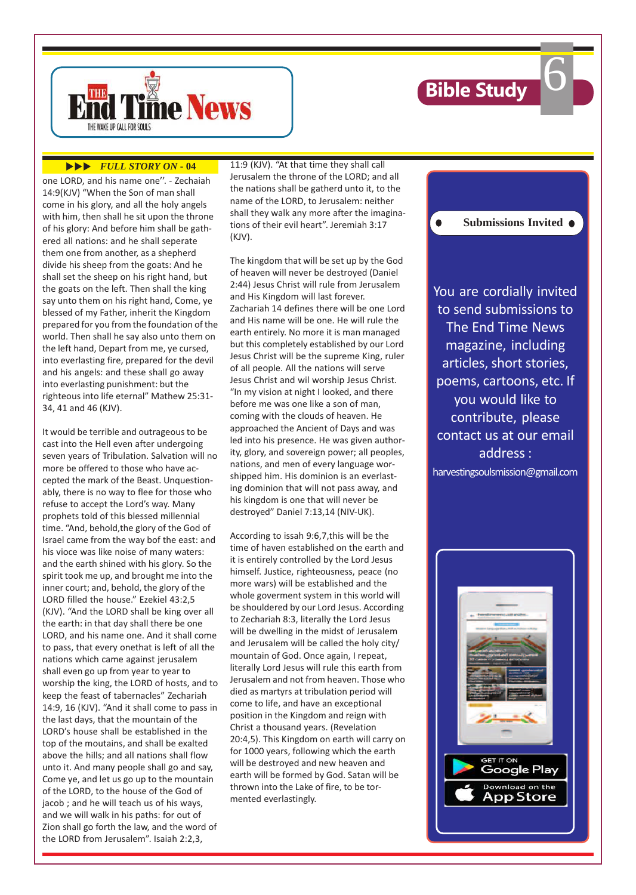▶▶▶ *FULL STORY ON - 04*

one LORD, and his name one''. - Zechaiah 14:9(KJV) "When the Son of man shall come in his glory, and all the holy angels with him, then shall he sit upon the throne of his glory: And before him shall be gathered all nations: and he shall seperate them one from another, as a shepherd divide his sheep from the goats: And he shall set the sheep on his right hand, but the goats on the left. Then shall the king say unto them on his right hand, Come, ye blessed of my Father, inherit the Kingdom prepared for you from the foundation of the world. Then shall he say also unto them on the left hand, Depart from me, ye cursed, into everlasting fire, prepared for the devil and his angels: and these shall go away into everlasting punishment: but the righteous into life eternal" Mathew 25:31-34, 41 and 46 (KJV).

It would be terrible and outrageous to be cast into the Hell even after undergoing seven years of Tribulation. Salvation will no more be offered to those who have accepted the mark of the Beast. Unquestionably, there is no way to flee for those who refuse to accept the Lord's way. Many prophets told of this blessed millennial time. "And, behold,the glory of the God of Israel came from the way bof the east: and his vioce was like noise of many waters: and the earth shined with his glory. So the spirit took me up, and brought me into the inner court; and, behold, the glory of the LORD filled the house." Ezekiel 43:2,5 (KJV). "And the LORD shall be king over all the earth: in that day shall there be one LORD, and his name one. And it shall come to pass, that every onethat is left of all the nations which came against jerusalem shall even go up from year to year to worship the king, the LORD of hosts, and to keep the feast of tabernacles" Zechariah 14:9, 16 (KJV). "And it shall come to pass in the last days, that the mountain of the LORD's house shall be established in the top of the moutains, and shall be exalted above the hills; and all nations shall flow unto it. And many people shall go and say, Come ye, and let us go up to the mountain of the LORD, to the house of the God of jacob ; and he will teach us of his ways, and we will walk in his paths: for out of Zion shall go forth the law, and the word of the LORD from Jerusalem". Isaiah 2:2,3, 11:9 (KJV). "At that time they shall call Jerusalem the throne of the LORD; and all the nations shall be gatherd unto it, to the name of the LORD, to Jerusalem: neither shall they walk any more after the imaginations of their evil heart". Jeremiah 3:17 (KJV).

The kingdom that will be set up by the God of heaven will never be destroyed (Daniel 2:44) Jesus Christ will rule from Jerusalem and His Kingdom will last forever. Zachariah 14 defines there will be one Lord and His name will be one. He will rule the earth entirely. No more it is man managed but this completely established by our Lord Jesus Christ will be the supreme King, ruler of all people. All the nations will serve Jesus Christ and wil worship Jesus Christ. "In my vision at night I looked, and there before me was one like a son of man, coming with the clouds of heaven. He approached the Ancient of Days and was led into his presence. He was given authority, glory, and sovereign power; all peoples, nations, and men of every language worshipped him. His dominion is an everlasting dominion that will not pass away, and his kingdom is one that will never be destroyed" Daniel 7:13,14 (NIV-UK).

According to issah 9:6,7,this will be the time of haven established on the earth and it is entirely controlled by the Lord Jesus himself. Justice, righteousness, peace (no more wars) will be established and the whole goverment system in this world will be shouldered by our Lord Jesus. According to Zechariah 8:3, literally the Lord Jesus will be dwelling in the midst of Jerusalem and Jerusalem will be called the holy city/ mountain of God. Once again, I repeat, literally Lord Jesus will rule this earth from Jerusalem and not from heaven. Those who died as martyrs at tribulation period will come to life, and have an exceptional position in the Kingdom and reign with Christ a thousand years. (Revelation 20:4,5). This Kingdom on earth will carry on for 1000 years, following which the earth will be destroyed and new heaven and earth will be formed by God. Satan will be thrown into the Lake of fire, to be tormented everlastingly.

**Submissions Invited**

You are cordially invited to send submissions to The End Time News magazine, including articles, short stories, poems, cartoons, etc. If you would like to contribute, please contact us at our email address :

harvestingsoulsmission@gmail.com

GET IT ON Google Play

Download on the App Store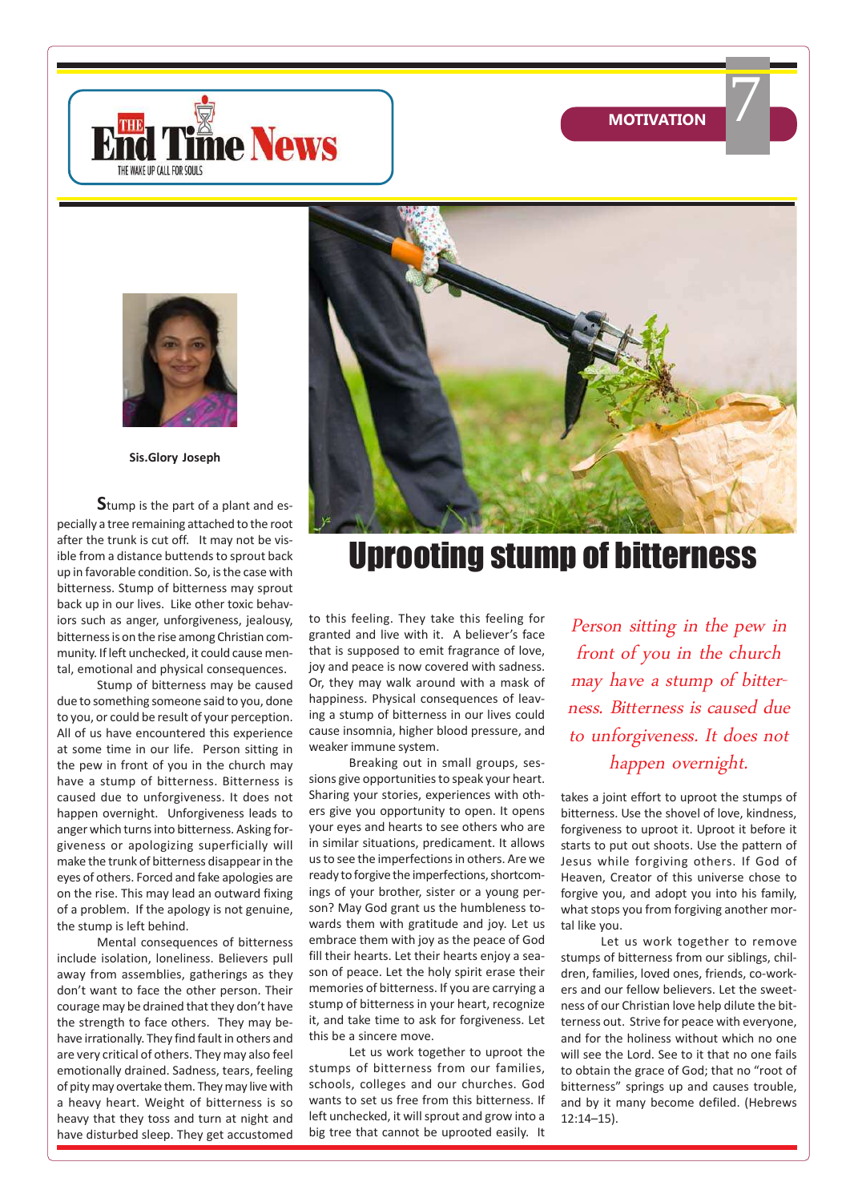# Uprooting stump of bitterness

**Sis.Glory Joseph**

**S**tump is the part of a plant and especially a tree remaining attached to the root after the trunk is cut off. It may not be visible from a distance buttends to sprout back up in favorable condition. So, is the case with bitterness. Stump of bitterness may sprout back up in our lives. Like other toxic behaviors such as anger, unforgiveness, jealousy, bitterness is on the rise among Christian community. If left unchecked, it could cause mental, emotional and physical consequences.

Stump of bitterness may be caused due to something someone said to you, done to you, or could be result of your perception. All of us have encountered this experience at some time in our life. Person sitting in the pew in front of you in the church may have a stump of bitterness. Bitterness is caused due to unforgiveness. It does not happen overnight. Unforgiveness leads to anger which turns into bitterness. Asking forgiveness or apologizing superficially will make the trunk of bitterness disappear in the eyes of others. Forced and fake apologies are on the rise. This may lead an outward fixing of a problem. If the apology is not genuine, the stump is left behind.

Mental consequences of bitterness include isolation, loneliness. Believers pull away from assemblies, gatherings as they don't want to face the other person. Their courage may be drained that they don't have the strength to face others. They may behave irrationally. They find fault in others and are very critical of others. They may also feel emotionally drained. Sadness, tears, feeling of pity may overtake them. They may live with a heavy heart. Weight of bitterness is so heavy that they toss and turn at night and have disturbed sleep. They get accustomed to this feeling. They take this feeling for granted and live with it. A believer's face that is supposed to emit fragrance of love, joy and peace is now covered with sadness. Or, they may walk around with a mask of happiness. Physical consequences of leaving a stump of bitterness in our lives could cause insomnia, higher blood pressure, and weaker immune system.

Breaking out in small groups, sessions give opportunities to speak your heart. Sharing your stories, experiences with others give you opportunity to open. It opens your eyes and hearts to see others who are in similar situations, predicament. It allows us to see the imperfections in others. Are we ready to forgive the imperfections, shortcomings of your brother, sister or a young person? May God grant us the humbleness towards them with gratitude and joy. Let us embrace them with joy as the peace of God fill their hearts. Let their hearts enjoy a season of peace. Let the holy spirit erase their memories of bitterness. If you are carrying a stump of bitterness in your heart, recognize it, and take time to ask for forgiveness. Let this be a sincere move.

Let us work together to uproot the stumps of bitterness from our families, schools, colleges and our churches. God wants to set us free from this bitterness. If left unchecked, it will sprout and grow into a big tree that cannot be uprooted easily. It takes a joint effort to uproot the stumps of bitterness. Use the shovel of love, kindness, forgiveness to uproot. Uproot it before it starts to put out shoots. Use the pattern of Jesus while forgiving others. If God of Heaven, Creator of this universe chose to forgive you, and adopt you into his family, what stops you from forgiving another mortal like you.

*Person sitting in the pew in front of you in the church may have a stump of bitterness. Bitterness is caused due to unforgiveness. It does not happen overnight.*

Let us work together to remove stumps of bitterness from our siblings, children, families, loved ones, friends, co-workers and our fellow believers. Let the sweetness of our Christian love help dilute the bitterness out. Strive for peace with everyone, and for the holiness without which no one will see the Lord. See to it that no one fails to obtain the grace of God; that no "root of bitterness" springs up and causes trouble, and by it many become defiled. (Hebrews 12:14–15).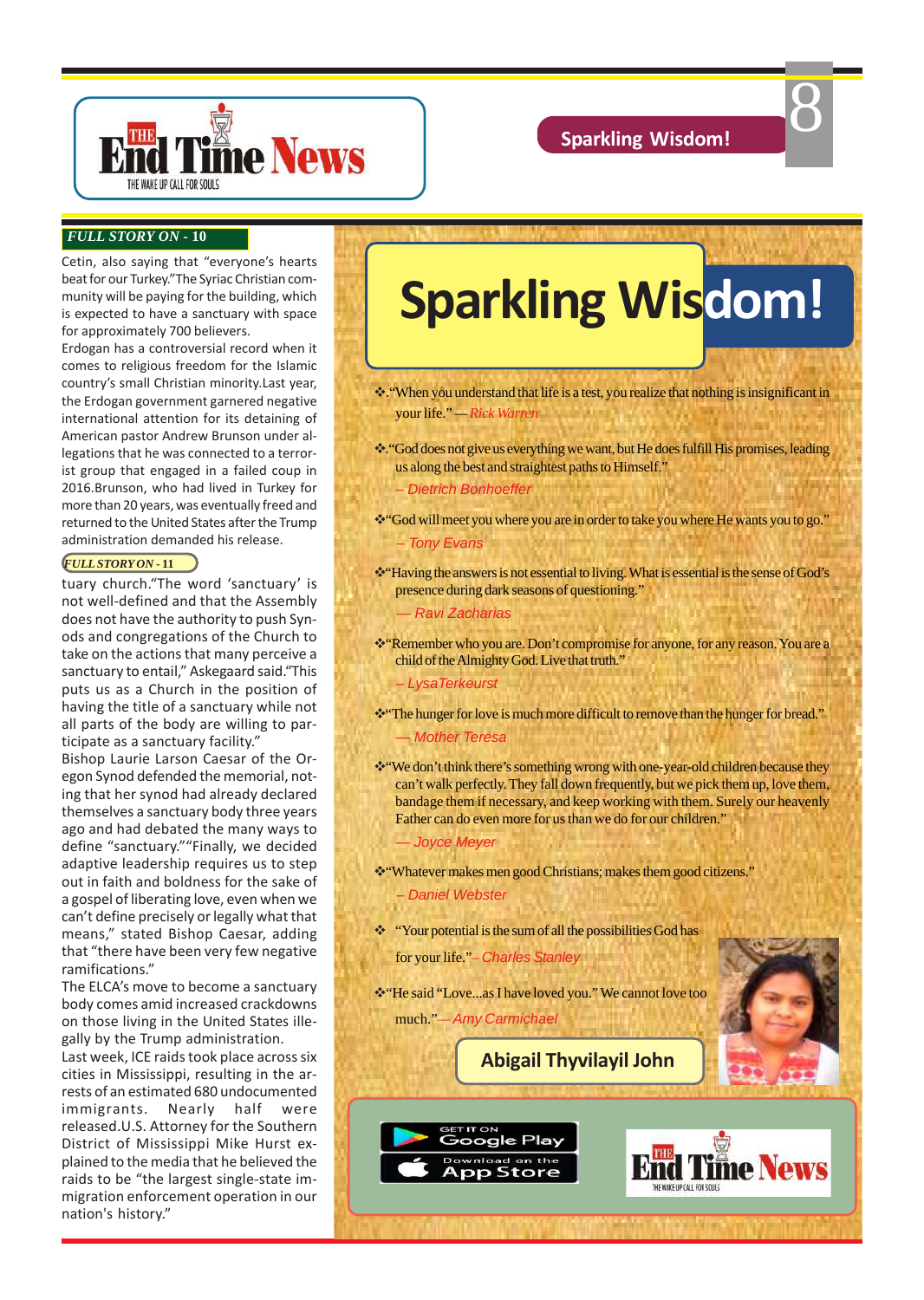**FULL STORY ON - 10**

Cetin, also saying that "everyone's hearts beat for our Turkey."The Syriac Christian community will be paying for the building, which is expected to have a sanctuary with space for approximately 700 believers.

Erdogan has a controversial record when it comes to religious freedom for the Islamic country's small Christian minority.Last year, the Erdogan government garnered negative international attention for its detaining of American pastor Andrew Brunson under allegations that he was connected to a terrorist group that engaged in a failed coup in 2016.Brunson, who had lived in Turkey for more than 20 years, was eventually freed and returned to the United States after the Trump administration demanded his release.

**FULL STORY ON - 11**

tuary church."The word 'sanctuary' is not well-defined and that the Assembly does not have the authority to push Synods and congregations of the Church to take on the actions that many perceive a sanctuary to entail," Askegaard said."This puts us as a Church in the position of having the title of a sanctuary while not all parts of the body are willing to participate as a sanctuary facility."

Bishop Laurie Larson Caesar of the Oregon Synod defended the memorial, noting that her synod had already declared themselves a sanctuary body three years ago and had debated the many ways to define "sanctuary.""Finally, we decided adaptive leadership requires us to step out in faith and boldness for the sake of a gospel of liberating love, even when we can't define precisely or legally what that means," stated Bishop Caesar, adding that "there have been very few negative ramifications."

The ELCA's move to become a sanctuary body comes amid increased crackdowns on those living in the United States illegally by the Trump administration.

Last week, ICE raids took place across six cities in Mississippi, resulting in the arrests of an estimated 680 undocumented immigrants. Nearly half were released.U.S. Attorney for the Southern District of Mississippi Mike Hurst explained to the media that he believed the raids to be "the largest single-state immigration enforcement operation in our nation's history."

# Sparkling Wisdom!

❖."When you understand that life is a test, you realize that nothing is insignificant in your life." — *Rick Warren*

❖"God does not give us everything we want, but He does fulfill His promises, leading us along the best and straightest paths to Himself."
– *Dietrich Bonhoeffer*

❖"God will meet you where you are in order to take you where He wants you to go."
– *Tony Evans*

❖"Having the answers is not essential to living. What is essential is the sense of God's presence during dark seasons of questioning."
— *Ravi Zacharias*

❖"Remember who you are. Don't compromise for anyone, for any reason. You are a child of the Almighty God. Live that truth."
– *LysaTerkeurst*

❖"The hunger for love is much more difficult to remove than the hunger for bread."
— *Mother Teresa*

❖"We don't think there's something wrong with one-year-old children because they can't walk perfectly. They fall down frequently, but we pick them up, love them, bandage them if necessary, and keep working with them. Surely our heavenly Father can do even more for us than we do for our children."
— *Joyce Meyer*

❖"Whatever makes men good Christians; makes them good citizens."
– *Daniel Webster*

❖ "Your potential is the sum of all the possibilities God has for your life."– *Charles Stanley*

❖"He said "Love...as I have loved you." We cannot love too much."— *Amy Carmichael*

**Abigail Thyvilayil John**

GET IT ON Google Play | Download on the App Store

The End Time News — THE WAKE UP CALL FOR SOULS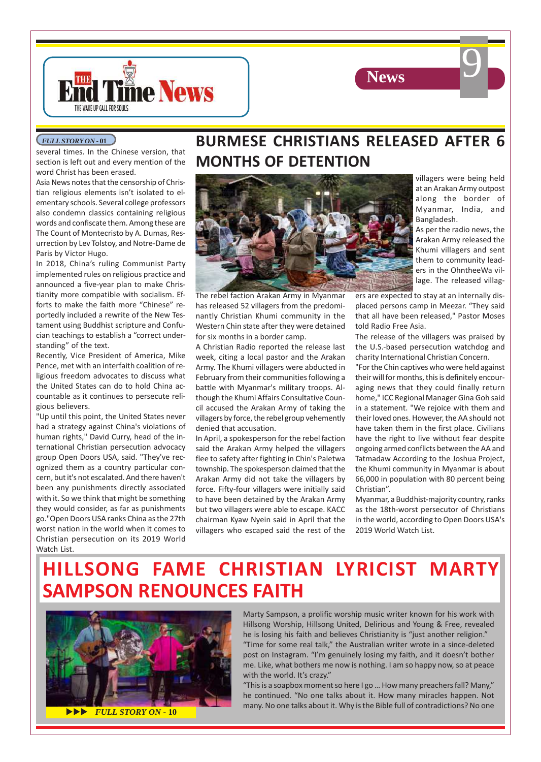*FULL STORY ON - 01*

several times. In the Chinese version, that section is left out and every mention of the word Christ has been erased.

Asia News notes that the censorship of Christian religious elements isn't isolated to elementary schools. Several college professors also condemn classics containing religious words and confiscate them. Among these are The Count of Montecristo by A. Dumas, Resurrection by Lev Tolstoy, and Notre-Dame de Paris by Victor Hugo.

In 2018, China's ruling Communist Party implemented rules on religious practice and announced a five-year plan to make Christianity more compatible with socialism. Efforts to make the faith more "Chinese" reportedly included a rewrite of the New Testament using Buddhist scripture and Confucian teachings to establish a "correct understanding" of the text.

Recently, Vice President of America, Mike Pence, met with an interfaith coalition of religious freedom advocates to discuss what the United States can do to hold China accountable as it continues to persecute religious believers.

"Up until this point, the United States never had a strategy against China's violations of human rights," David Curry, head of the international Christian persecution advocacy group Open Doors USA, said. "They've recognized them as a country particular concern, but it's not escalated. And there haven't been any punishments directly associated with it. So we think that might be something they would consider, as far as punishments go."Open Doors USA ranks China as the 27th worst nation in the world when it comes to Christian persecution on its 2019 World Watch List.

## BURMESE CHRISTIANS RELEASED AFTER 6 MONTHS OF DETENTION

The rebel faction Arakan Army in Myanmar has released 52 villagers from the predominantly Christian Khumi community in the Western Chin state after they were detained for six months in a border camp.

A Christian Radio reported the release last week, citing a local pastor and the Arakan Army. The Khumi villagers were abducted in February from their communities following a battle with Myanmar's military troops. Although the Khumi Affairs Consultative Council accused the Arakan Army of taking the villagers by force, the rebel group vehemently denied that accusation.

In April, a spokesperson for the rebel faction said the Arakan Army helped the villagers flee to safety after fighting in Chin's Paletwa township. The spokesperson claimed that the Arakan Army did not take the villagers by force. Fifty-four villagers were initially said to have been detained by the Arakan Army but two villagers were able to escape. KACC chairman Kyaw Nyein said in April that the villagers who escaped said the rest of the villagers were being held at an Arakan Army outpost along the border of Myanmar, India, and Bangladesh.

As per the radio news, the Arakan Army released the Khumi villagers and sent them to community leaders in the OhntheeWa village. The released villagers are expected to stay at an internally displaced persons camp in Meezar. "They said that all have been released," Pastor Moses told Radio Free Asia.

The release of the villagers was praised by the U.S.-based persecution watchdog and charity International Christian Concern.

"For the Chin captives who were held against their will for months, this is definitely encouraging news that they could finally return home," ICC Regional Manager Gina Goh said in a statement. "We rejoice with them and their loved ones. However, the AA should not have taken them in the first place. Civilians have the right to live without fear despite ongoing armed conflicts between the AA and Tatmadaw According to the Joshua Project, the Khumi community in Myanmar is about 66,000 in population with 80 percent being Christian".

Myanmar, a Buddhist-majority country, ranks as the 18th-worst persecutor of Christians in the world, according to Open Doors USA's 2019 World Watch List.

## HILLSONG FAME CHRISTIAN LYRICIST MARTY SAMPSON RENOUNCES FAITH

*FULL STORY ON - 10*

Marty Sampson, a prolific worship music writer known for his work with Hillsong Worship, Hillsong United, Delirious and Young & Free, revealed he is losing his faith and believes Christianity is "just another religion."

"Time for some real talk," the Australian writer wrote in a since-deleted post on Instagram. "I'm genuinely losing my faith, and it doesn't bother me. Like, what bothers me now is nothing. I am so happy now, so at peace with the world. It's crazy."

"This is a soapbox moment so here I go … How many preachers fall? Many," he continued. "No one talks about it. How many miracles happen. Not many. No one talks about it. Why is the Bible full of contradictions? No one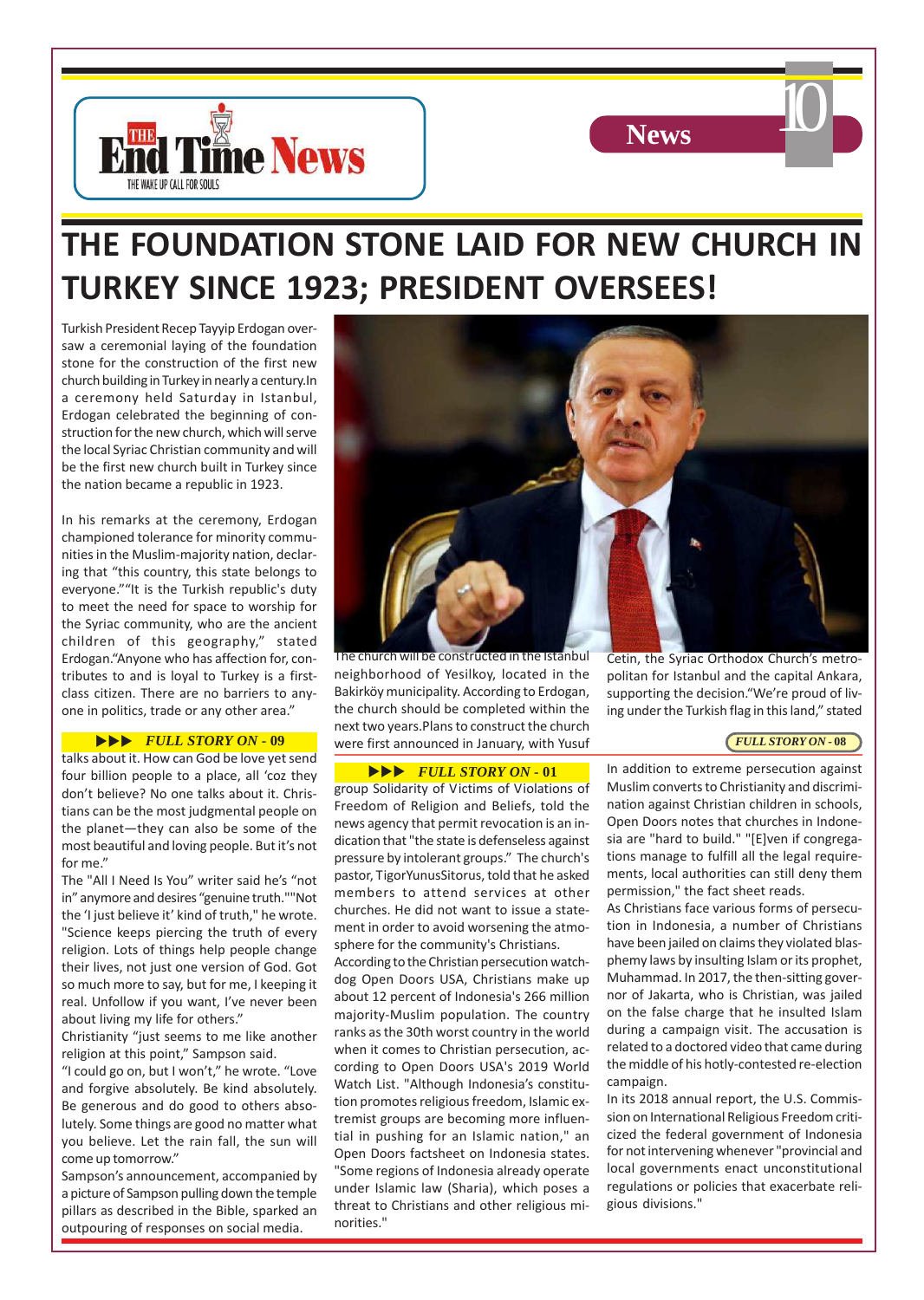# THE FOUNDATION STONE LAID FOR NEW CHURCH IN TURKEY SINCE 1923; PRESIDENT OVERSEES!

Turkish President Recep Tayyip Erdogan oversaw a ceremonial laying of the foundation stone for the construction of the first new church building in Turkey in nearly a century.In a ceremony held Saturday in Istanbul, Erdogan celebrated the beginning of construction for the new church, which will serve the local Syriac Christian community and will be the first new church built in Turkey since the nation became a republic in 1923.

In his remarks at the ceremony, Erdogan championed tolerance for minority communities in the Muslim-majority nation, declaring that "this country, this state belongs to everyone.""It is the Turkish republic's duty to meet the need for space to worship for the Syriac community, who are the ancient children of this geography," stated Erdogan."Anyone who has affection for, contributes to and is loyal to Turkey is a first-class citizen. There are no barriers to anyone in politics, trade or any other area."

The church will be constructed in the Istanbul neighborhood of Yesilkoy, located in the Bakirköy municipality. According to Erdogan, the church should be completed within the next two years.Plans to construct the church were first announced in January, with Yusuf Cetin, the Syriac Orthodox Church's metropolitan for Istanbul and the capital Ankara, supporting the decision."We're proud of living under the Turkish flag in this land," stated

*FULL STORY ON - 08*

---

▶▶▶ *FULL STORY ON - 09*

talks about it. How can God be love yet send four billion people to a place, all 'coz they don't believe? No one talks about it. Christians can be the most judgmental people on the planet—they can also be some of the most beautiful and loving people. But it's not for me."

The "All I Need Is You" writer said he's "not in" anymore and desires "genuine truth.""Not the 'I just believe it' kind of truth," he wrote. "Science keeps piercing the truth of every religion. Lots of things help people change their lives, not just one version of God. Got so much more to say, but for me, I keeping it real. Unfollow if you want, I've never been about living my life for others."

Christianity "just seems to me like another religion at this point," Sampson said.

"I could go on, but I won't," he wrote. "Love and forgive absolutely. Be kind absolutely. Be generous and do good to others absolutely. Some things are good no matter what you believe. Let the rain fall, the sun will come up tomorrow."

Sampson's announcement, accompanied by a picture of Sampson pulling down the temple pillars as described in the Bible, sparked an outpouring of responses on social media.

---

▶▶▶ *FULL STORY ON - 01*

group Solidarity of Victims of Violations of Freedom of Religion and Beliefs, told the news agency that permit revocation is an indication that "the state is defenseless against pressure by intolerant groups." The church's pastor, TigorYunusSitorus, told that he asked members to attend services at other churches. He did not want to issue a statement in order to avoid worsening the atmosphere for the community's Christians.

According to the Christian persecution watchdog Open Doors USA, Christians make up about 12 percent of Indonesia's 266 million majority-Muslim population. The country ranks as the 30th worst country in the world when it comes to Christian persecution, according to Open Doors USA's 2019 World Watch List. "Although Indonesia's constitution promotes religious freedom, Islamic extremist groups are becoming more influential in pushing for an Islamic nation," an Open Doors factsheet on Indonesia states. "Some regions of Indonesia already operate under Islamic law (Sharia), which poses a threat to Christians and other religious minorities."

In addition to extreme persecution against Muslim converts to Christianity and discrimination against Christian children in schools, Open Doors notes that churches in Indonesia are "hard to build." "[E]ven if congregations manage to fulfill all the legal requirements, local authorities can still deny them permission," the fact sheet reads.

As Christians face various forms of persecution in Indonesia, a number of Christians have been jailed on claims they violated blasphemy laws by insulting Islam or its prophet, Muhammad. In 2017, the then-sitting governor of Jakarta, who is Christian, was jailed on the false charge that he insulted Islam during a campaign visit. The accusation is related to a doctored video that came during the middle of his hotly-contested re-election campaign.

In its 2018 annual report, the U.S. Commission on International Religious Freedom criticized the federal government of Indonesia for not intervening whenever "provincial and local governments enact unconstitutional regulations or policies that exacerbate religious divisions."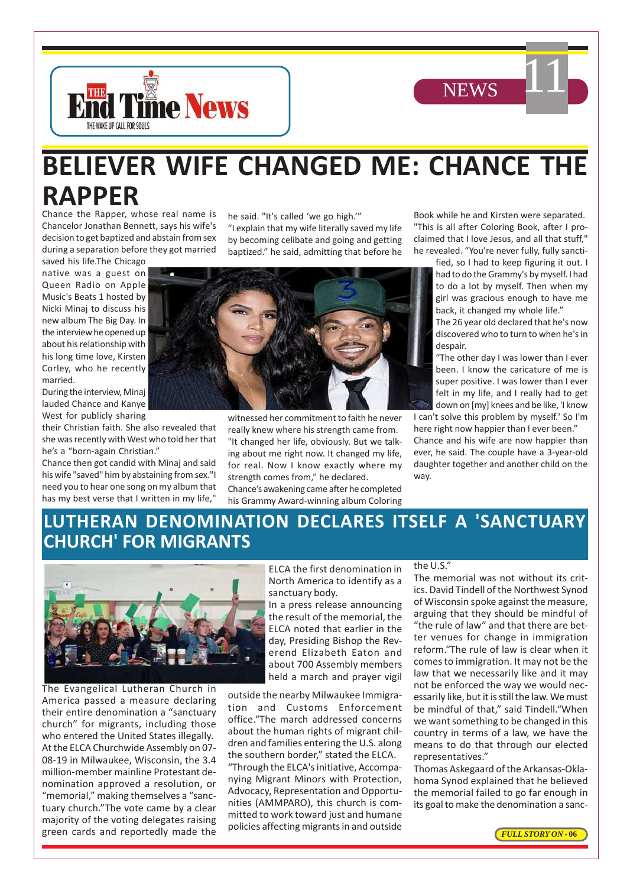# BELIEVER WIFE CHANGED ME: CHANCE THE RAPPER

Chance the Rapper, whose real name is Chancelor Jonathan Bennett, says his wife's decision to get baptized and abstain from sex during a separation before they got married saved his life.The Chicago native was a guest on Queen Radio on Apple Music's Beats 1 hosted by Nicki Minaj to discuss his new album The Big Day. In the interview he opened up about his relationship with his long time love, Kirsten Corley, who he recently married.

During the interview, Minaj lauded Chance and Kanye West for publicly sharing their Christian faith. She also revealed that she was recently with West who told her that he's a "born-again Christian."

Chance then got candid with Minaj and said his wife "saved" him by abstaining from sex."I need you to hear one song on my album that has my best verse that I written in my life," he said. "It's called 'we go high.'"

"I explain that my wife literally saved my life by becoming celibate and going and getting baptized." he said, admitting that before he witnessed her commitment to faith he never really knew where his strength came from. "It changed her life, obviously. But we talking about me right now. It changed my life, for real. Now I know exactly where my strength comes from," he declared.

Chance's awakening came after he completed his Grammy Award-winning album Coloring Book while he and Kirsten were separated. "This is all after Coloring Book, after I proclaimed that I love Jesus, and all that stuff," he revealed. "You're never fully, fully sanctified, so I had to keep figuring it out. I had to do the Grammy's by myself. I had to do a lot by myself. Then when my girl was gracious enough to have me back, it changed my whole life."

The 26 year old declared that he's now discovered who to turn to when he's in despair.

"The other day I was lower than I ever been. I know the caricature of me is super positive. I was lower than I ever felt in my life, and I really had to get down on [my] knees and be like, 'I know I can't solve this problem by myself.' So I'm here right now happier than I ever been."

Chance and his wife are now happier than ever, he said. The couple have a 3-year-old daughter together and another child on the way.

# LUTHERAN DENOMINATION DECLARES ITSELF A 'SANCTUARY CHURCH' FOR MIGRANTS

The Evangelical Lutheran Church in America passed a measure declaring their entire denomination a "sanctuary church" for migrants, including those who entered the United States illegally. At the ELCA Churchwide Assembly on 07-08-19 in Milwaukee, Wisconsin, the 3.4 million-member mainline Protestant denomination approved a resolution, or "memorial," making themselves a "sanctuary church."The vote came by a clear majority of the voting delegates raising green cards and reportedly made the ELCA the first denomination in North America to identify as a sanctuary body.

In a press release announcing the result of the memorial, the ELCA noted that earlier in the day, Presiding Bishop the Reverend Elizabeth Eaton and about 700 Assembly members held a march and prayer vigil outside the nearby Milwaukee Immigration and Customs Enforcement office."The march addressed concerns about the human rights of migrant children and families entering the U.S. along the southern border," stated the ELCA.

"Through the ELCA's initiative, Accompanying Migrant Minors with Protection, Advocacy, Representation and Opportunities (AMMPARO), this church is committed to work toward just and humane policies affecting migrants in and outside the U.S."

The memorial was not without its critics. David Tindell of the Northwest Synod of Wisconsin spoke against the measure, arguing that they should be mindful of "the rule of law" and that there are better venues for change in immigration reform."The rule of law is clear when it comes to immigration. It may not be the law that we necessarily like and it may not be enforced the way we would necessarily like, but it is still the law. We must be mindful of that," said Tindell."When we want something to be changed in this country in terms of a law, we have the means to do that through our elected representatives."

Thomas Askegaard of the Arkansas-Oklahoma Synod explained that he believed the memorial failed to go far enough in its goal to make the denomination a sanc-

*FULL STORY ON - 06*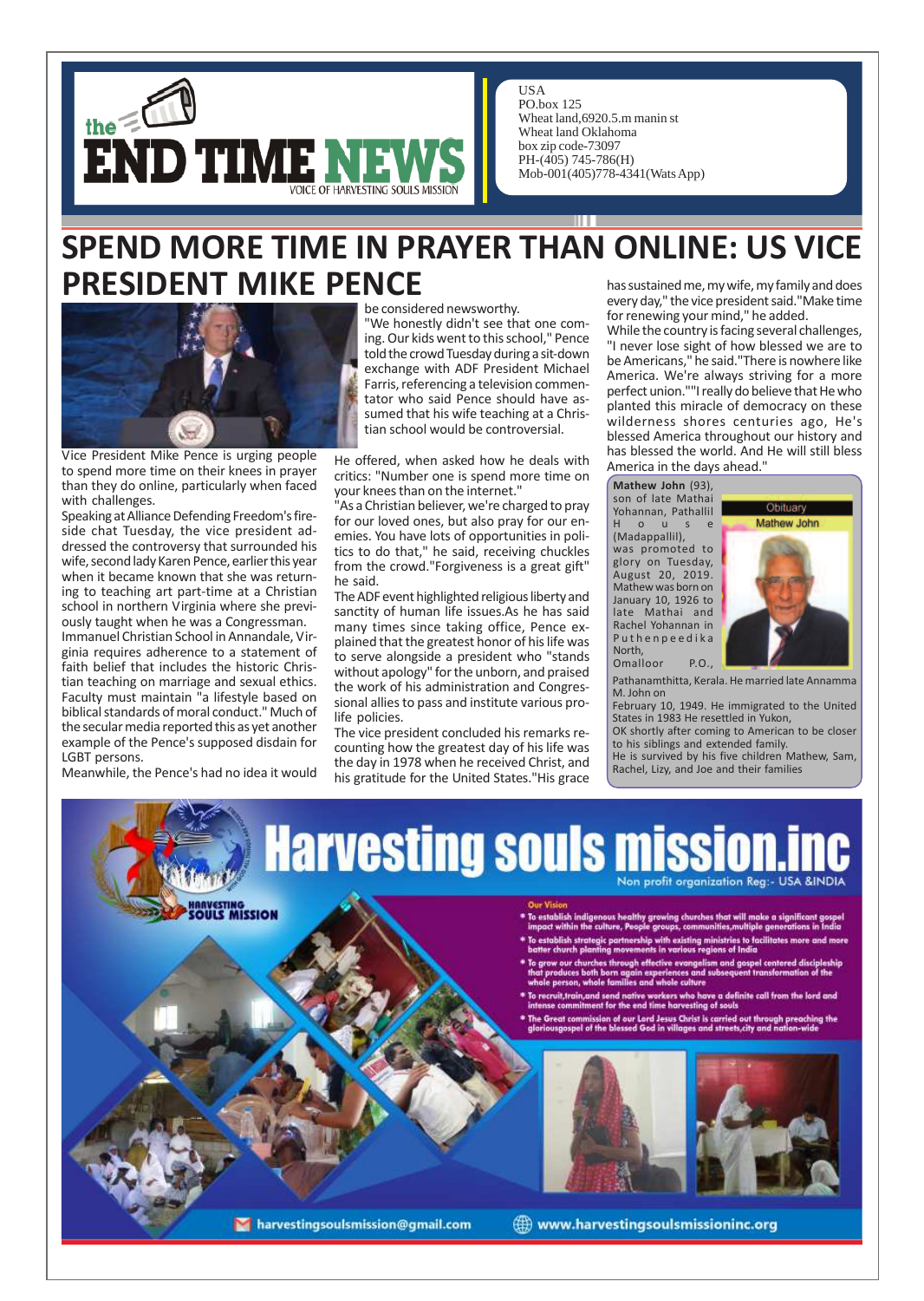the END TIME NEWS

VOICE OF HARVESTING SOULS MISSION

USA
PO.box 125
Wheat land,6920.5.m manin st
Wheat land Oklahoma
box zip code-73097
PH-(405) 745-786(H)
Mob-001(405)778-4341(Wats App)

# SPEND MORE TIME IN PRAYER THAN ONLINE: US VICE PRESIDENT MIKE PENCE

Vice President Mike Pence is urging people to spend more time on their knees in prayer than they do online, particularly when faced with challenges.

Speaking at Alliance Defending Freedom's fireside chat Tuesday, the vice president addressed the controversy that surrounded his wife, second lady Karen Pence, earlier this year when it became known that she was returning to teaching art part-time at a Christian school in northern Virginia where she previously taught when he was a Congressman.

Immanuel Christian School in Annandale, Virginia requires adherence to a statement of faith belief that includes the historic Christian teaching on marriage and sexual ethics. Faculty must maintain "a lifestyle based on biblical standards of moral conduct." Much of the secular media reported this as yet another example of the Pence's supposed disdain for LGBT persons.

Meanwhile, the Pence's had no idea it would be considered newsworthy.

"We honestly didn't see that one coming. Our kids went to this school," Pence told the crowd Tuesday during a sit-down exchange with ADF President Michael Farris, referencing a television commentator who said Pence should have assumed that his wife teaching at a Christian school would be controversial.

He offered, when asked how he deals with critics: "Number one is spend more time on your knees than on the internet."

"As a Christian believer, we're charged to pray for our loved ones, but also pray for our enemies. You have lots of opportunities in politics to do that," he said, receiving chuckles from the crowd."Forgiveness is a great gift" he said.

The ADF event highlighted religious liberty and sanctity of human life issues.As he has said many times since taking office, Pence explained that the greatest honor of his life was to serve alongside a president who "stands without apology" for the unborn, and praised the work of his administration and Congressional allies to pass and institute various pro-life policies.

The vice president concluded his remarks recounting how the greatest day of his life was the day in 1978 when he received Christ, and his gratitude for the United States."His grace has sustained me, my wife, my family and does every day," the vice president said."Make time for renewing your mind," he added.

While the country is facing several challenges, "I never lose sight of how blessed we are to be Americans," he said."There is nowhere like America. We're always striving for a more perfect union.""I really do believe that He who planted this miracle of democracy on these wilderness shores centuries ago, He's blessed America throughout our history and has blessed the world. And He will still bless America in the days ahead."

## Obituary

### Mathew John

**Mathew John** (93), son of late Mathai Yohannan, Pathallil House (Madappallil), was promoted to glory on Tuesday, August 20, 2019. Mathew was born on January 10, 1926 to late Mathai and Rachel Yohannan in Puthenpeedika North, Omalloor P.O., Pathanamthitta, Kerala. He married late Annamma M. John on February 10, 1949. He immigrated to the United States in 1983 He resettled in Yukon, OK shortly after coming to American to be closer to his siblings and extended family.

He is survived by his five children Mathew, Sam, Rachel, Lizy, and Joe and their families

# Harvesting souls mission.inc

Non profit organization Reg:- USA &INDIA

HARVESTING SOULS MISSION

**Our Vision**

* To establish indigenous healthy growing churches that will make a significant gospel impact within the culture, People groups, communities,multiple generations in India
* To establish strategic partnership with existing ministries to facilitates more and more batter church planting movements in various regions of India
* To grow our churches through effective evangelism and gospel centered discipleship that produces both born again experiences and subsequent transformation of the whole person, whole families and whole culture
* To recruit,train,and send native workers who have a definite call from the lord and intense commitment for the end time harvesting of souls
* The Great commission of our Lord Jesus Christ is carried out through preaching the glorious gospel of the blessed God in villages and streets,city and nation-wide

harvestingsoulsmission@gmail.com www.harvestingsoulsmissioninc.org